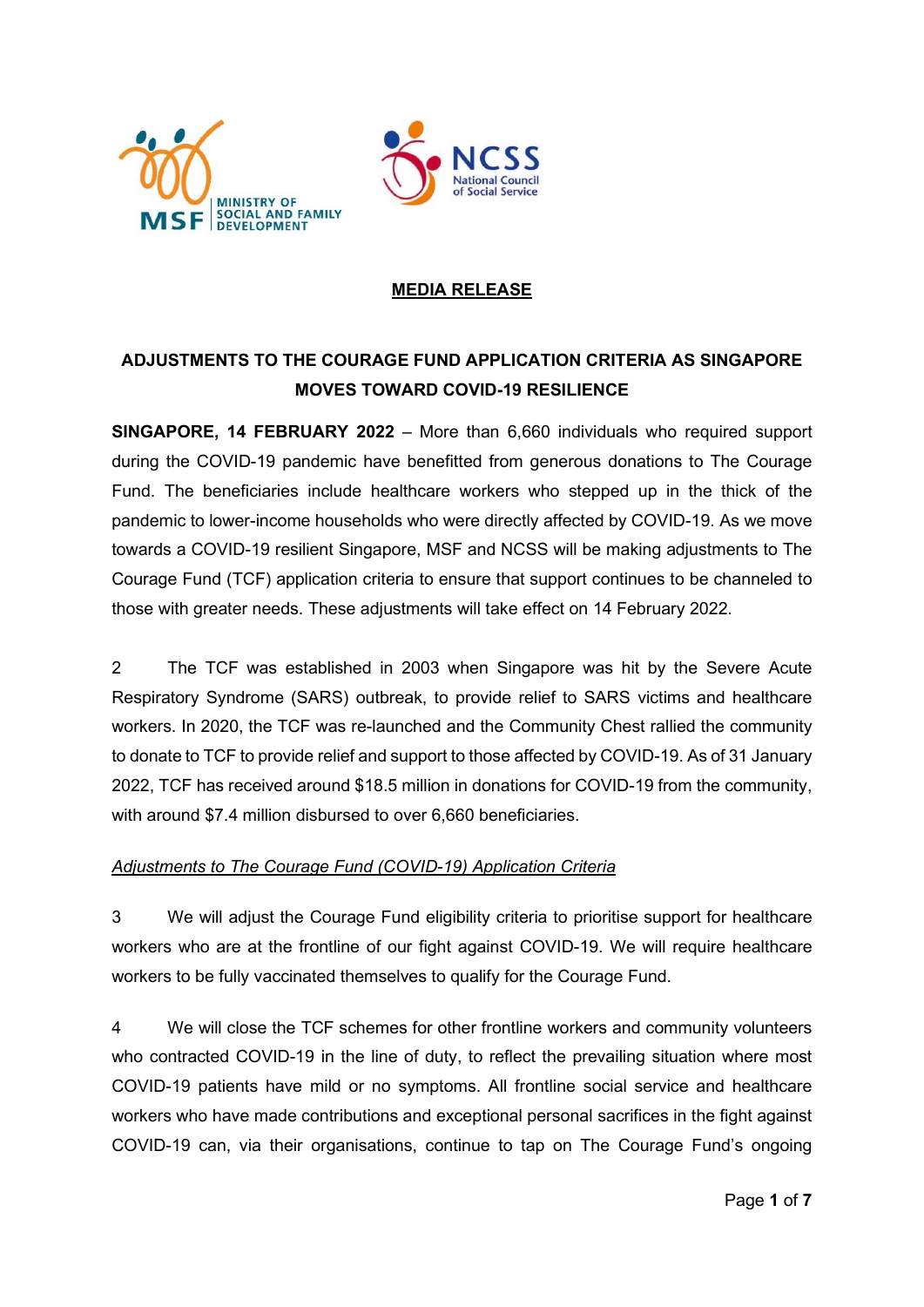**MEDIA RELEASE**

# ADJUSTMENTS TO THE COURAGE FUND APPLICATION CRITERIA AS SINGAPORE MOVES TOWARD COVID-19 RESILIENCE

**SINGAPORE, 14 FEBRUARY 2022** – More than 6,660 individuals who required support during the COVID-19 pandemic have benefitted from generous donations to The Courage Fund. The beneficiaries include healthcare workers who stepped up in the thick of the pandemic to lower-income households who were directly affected by COVID-19. As we move towards a COVID-19 resilient Singapore, MSF and NCSS will be making adjustments to The Courage Fund (TCF) application criteria to ensure that support continues to be channeled to those with greater needs. These adjustments will take effect on 14 February 2022.

2 The TCF was established in 2003 when Singapore was hit by the Severe Acute Respiratory Syndrome (SARS) outbreak, to provide relief to SARS victims and healthcare workers. In 2020, the TCF was re-launched and the Community Chest rallied the community to donate to TCF to provide relief and support to those affected by COVID-19. As of 31 January 2022, TCF has received around $18.5 million in donations for COVID-19 from the community, with around $7.4 million disbursed to over 6,660 beneficiaries.

*Adjustments to The Courage Fund (COVID-19) Application Criteria*

3 We will adjust the Courage Fund eligibility criteria to prioritise support for healthcare workers who are at the frontline of our fight against COVID-19. We will require healthcare workers to be fully vaccinated themselves to qualify for the Courage Fund.

4 We will close the TCF schemes for other frontline workers and community volunteers who contracted COVID-19 in the line of duty, to reflect the prevailing situation where most COVID-19 patients have mild or no symptoms. All frontline social service and healthcare workers who have made contributions and exceptional personal sacrifices in the fight against COVID-19 can, via their organisations, continue to tap on The Courage Fund's ongoing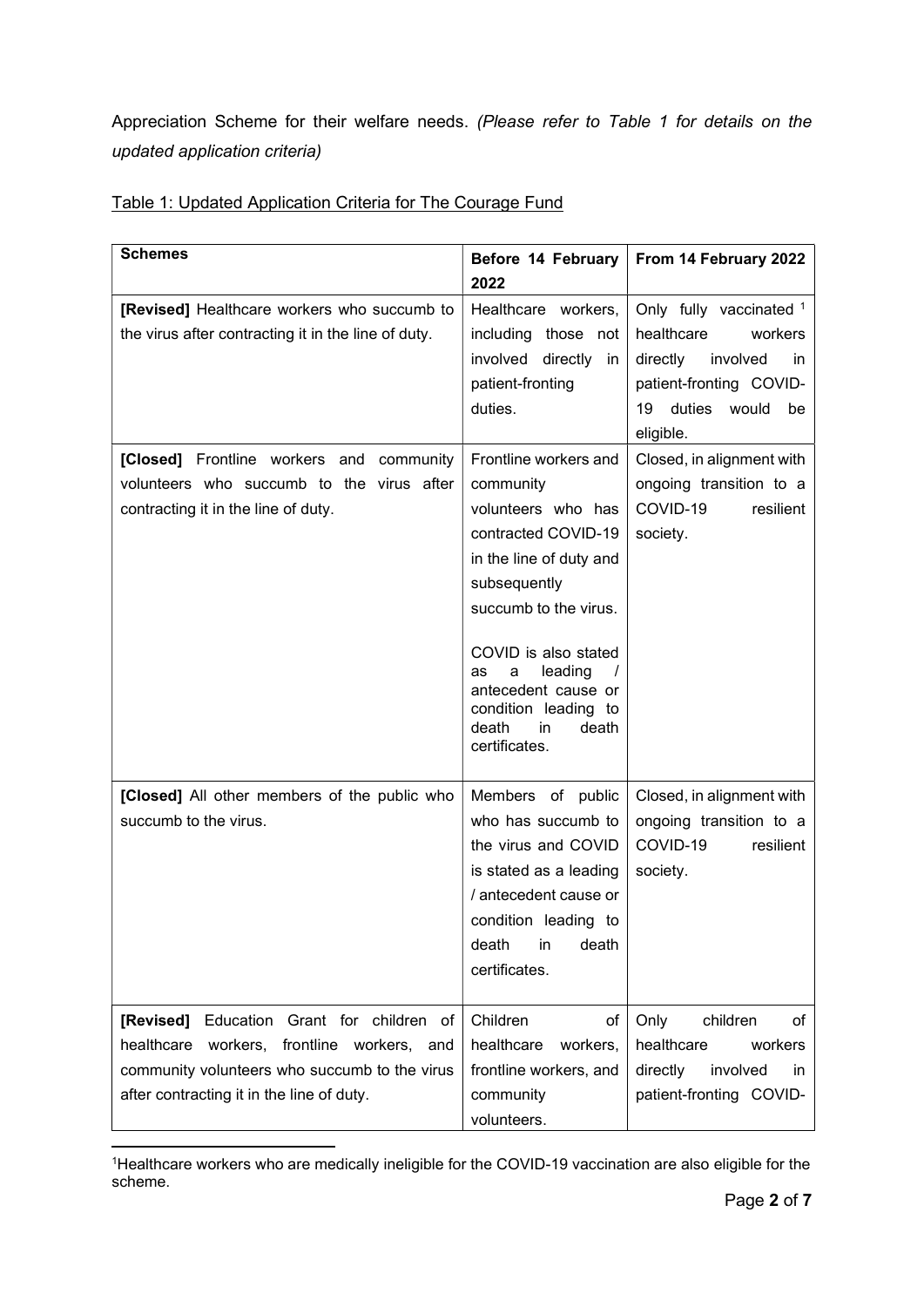Appreciation Scheme for their welfare needs. *(Please refer to Table 1 for details on the updated application criteria)*

Table 1: Updated Application Criteria for The Courage Fund

| **Schemes** | **Before 14 February 2022** | **From 14 February 2022** |
|---|---|---|
| **[Revised]** Healthcare workers who succumb to the virus after contracting it in the line of duty. | Healthcare workers, including those not involved directly in patient-fronting duties. | Only fully vaccinated [1] healthcare workers directly involved in patient-fronting COVID-19 duties would be eligible. |
| **[Closed]** Frontline workers and community volunteers who succumb to the virus after contracting it in the line of duty. | Frontline workers and community volunteers who has contracted COVID-19 in the line of duty and subsequently succumb to the virus.<br><br>COVID is also stated as a leading / antecedent cause or condition leading to death in death certificates. | Closed, in alignment with ongoing transition to a COVID-19 resilient society. |
| **[Closed]** All other members of the public who succumb to the virus. | Members of public who has succumb to the virus and COVID is stated as a leading / antecedent cause or condition leading to death in death certificates. | Closed, in alignment with ongoing transition to a COVID-19 resilient society. |
| **[Revised]** Education Grant for children of healthcare workers, frontline workers, and community volunteers who succumb to the virus after contracting it in the line of duty. | Children of healthcare workers, frontline workers, and community volunteers. | Only children of healthcare workers directly involved in patient-fronting COVID- |

[1]Healthcare workers who are medically ineligible for the COVID-19 vaccination are also eligible for the scheme.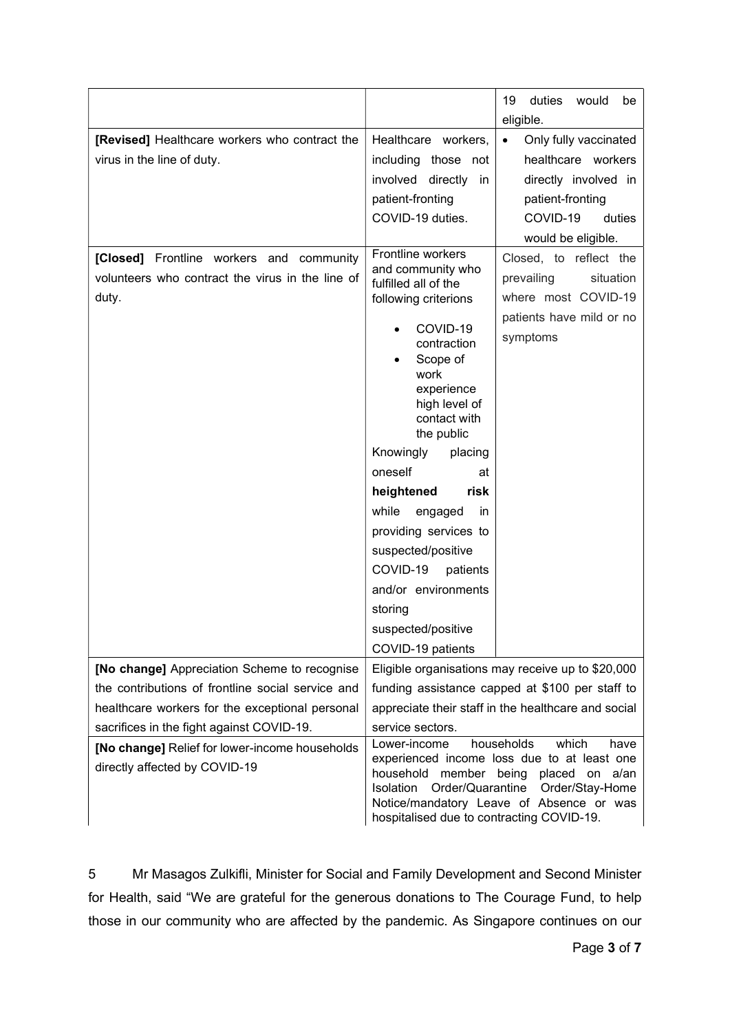| | | |
|---|---|---|
| | | 19 duties would be eligible. |
| **[Revised]** Healthcare workers who contract the virus in the line of duty. | Healthcare workers, including those not involved directly in patient-fronting COVID-19 duties. | • Only fully vaccinated healthcare workers directly involved in patient-fronting COVID-19 duties would be eligible. |
| **[Closed]** Frontline workers and community volunteers who contract the virus in the line of duty. | Frontline workers and community who fulfilled all of the following criterions<br>• COVID-19 contraction<br>• Scope of work experience high level of contact with the public<br>Knowingly placing oneself at **heightened risk** while engaged in providing services to suspected/positive COVID-19 patients and/or environments storing suspected/positive COVID-19 patients | Closed, to reflect the prevailing situation where most COVID-19 patients have mild or no symptoms |
| **[No change]** Appreciation Scheme to recognise the contributions of frontline social service and healthcare workers for the exceptional personal sacrifices in the fight against COVID-19. | Eligible organisations may receive up to $20,000 funding assistance capped at $100 per staff to appreciate their staff in the healthcare and social service sectors. | |
| **[No change]** Relief for lower-income households directly affected by COVID-19 | Lower-income households which have experienced income loss due to at least one household member being placed on a/an Isolation Order/Quarantine Order/Stay-Home Notice/mandatory Leave of Absence or was hospitalised due to contracting COVID-19. | |

5 Mr Masagos Zulkifli, Minister for Social and Family Development and Second Minister for Health, said "We are grateful for the generous donations to The Courage Fund, to help those in our community who are affected by the pandemic. As Singapore continues on our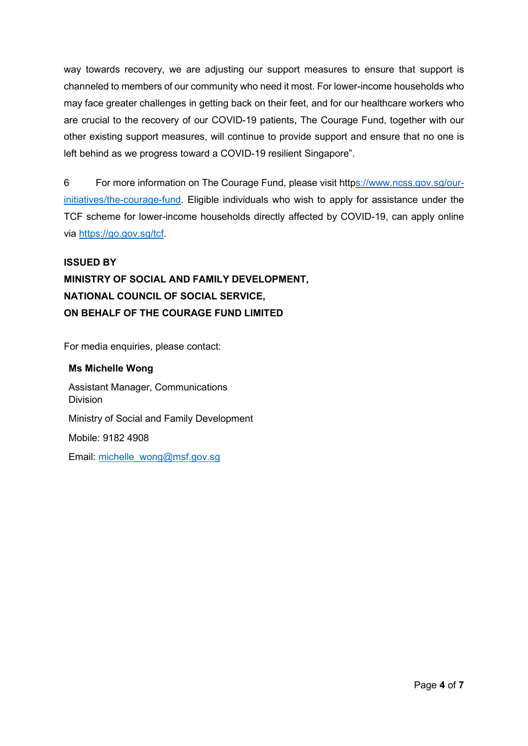way towards recovery, we are adjusting our support measures to ensure that support is channeled to members of our community who need it most. For lower-income households who may face greater challenges in getting back on their feet, and for our healthcare workers who are crucial to the recovery of our COVID-19 patients, The Courage Fund, together with our other existing support measures, will continue to provide support and ensure that no one is left behind as we progress toward a COVID-19 resilient Singapore".

6 For more information on The Courage Fund, please visit https://www.ncss.gov.sg/our-initiatives/the-courage-fund. Eligible individuals who wish to apply for assistance under the TCF scheme for lower-income households directly affected by COVID-19, can apply online via https://go.gov.sg/tcf.

**ISSUED BY**
**MINISTRY OF SOCIAL AND FAMILY DEVELOPMENT,**
**NATIONAL COUNCIL OF SOCIAL SERVICE,**
**ON BEHALF OF THE COURAGE FUND LIMITED**

For media enquiries, please contact:

**Ms Michelle Wong**

Assistant Manager, Communications Division

Ministry of Social and Family Development

Mobile: 9182 4908

Email: michelle_wong@msf.gov.sg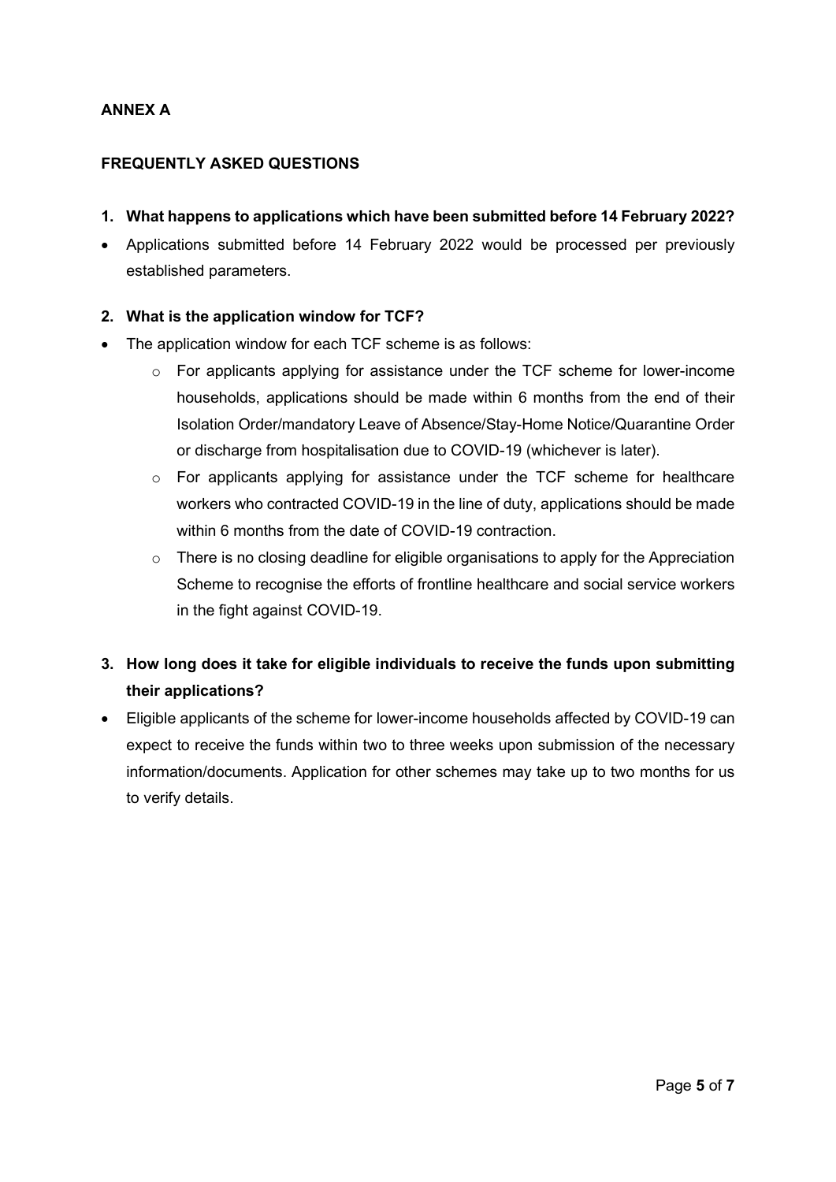**ANNEX A**

**FREQUENTLY ASKED QUESTIONS**

**1. What happens to applications which have been submitted before 14 February 2022?**

- Applications submitted before 14 February 2022 would be processed per previously established parameters.

**2. What is the application window for TCF?**

- The application window for each TCF scheme is as follows:
  - For applicants applying for assistance under the TCF scheme for lower-income households, applications should be made within 6 months from the end of their Isolation Order/mandatory Leave of Absence/Stay-Home Notice/Quarantine Order or discharge from hospitalisation due to COVID-19 (whichever is later).
  - For applicants applying for assistance under the TCF scheme for healthcare workers who contracted COVID-19 in the line of duty, applications should be made within 6 months from the date of COVID-19 contraction.
  - There is no closing deadline for eligible organisations to apply for the Appreciation Scheme to recognise the efforts of frontline healthcare and social service workers in the fight against COVID-19.

**3. How long does it take for eligible individuals to receive the funds upon submitting their applications?**

- Eligible applicants of the scheme for lower-income households affected by COVID-19 can expect to receive the funds within two to three weeks upon submission of the necessary information/documents. Application for other schemes may take up to two months for us to verify details.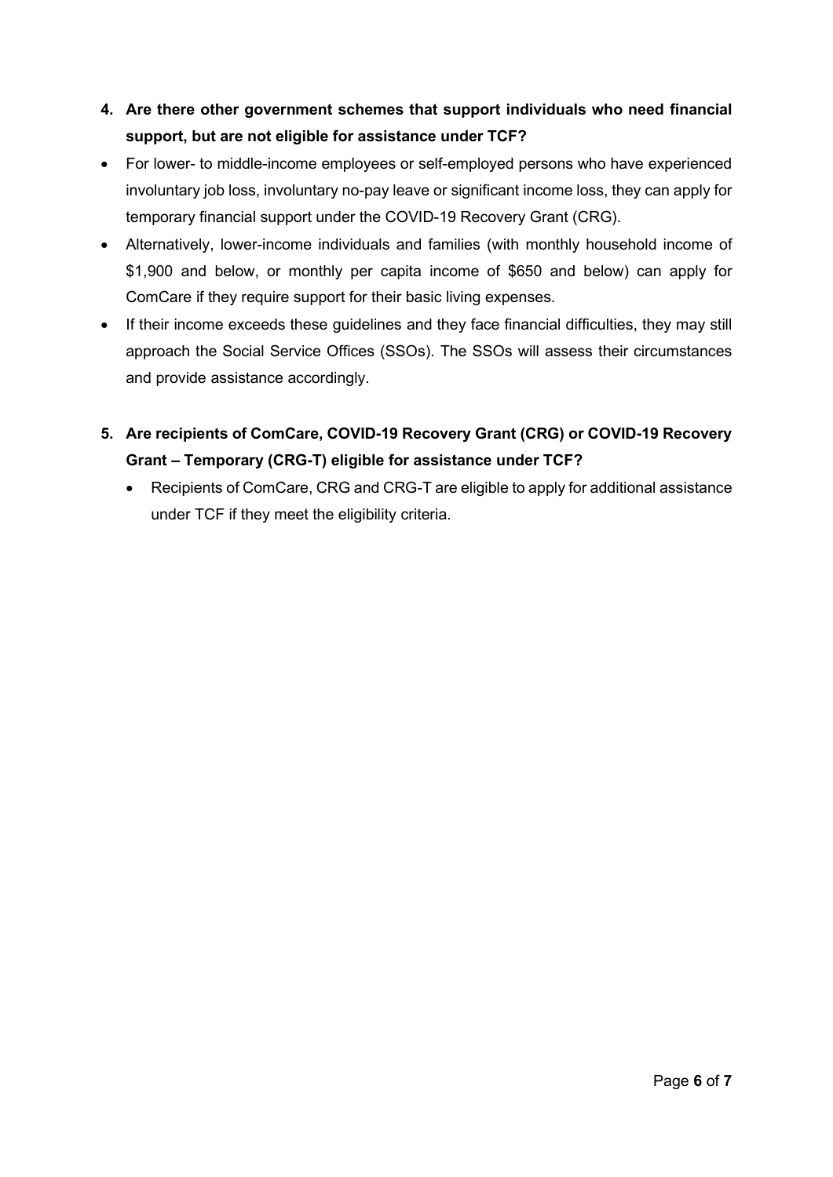**4. Are there other government schemes that support individuals who need financial support, but are not eligible for assistance under TCF?**

- For lower- to middle-income employees or self-employed persons who have experienced involuntary job loss, involuntary no-pay leave or significant income loss, they can apply for temporary financial support under the COVID-19 Recovery Grant (CRG).
- Alternatively, lower-income individuals and families (with monthly household income of $1,900 and below, or monthly per capita income of $650 and below) can apply for ComCare if they require support for their basic living expenses.
- If their income exceeds these guidelines and they face financial difficulties, they may still approach the Social Service Offices (SSOs). The SSOs will assess their circumstances and provide assistance accordingly.

**5. Are recipients of ComCare, COVID-19 Recovery Grant (CRG) or COVID-19 Recovery Grant – Temporary (CRG-T) eligible for assistance under TCF?**

- Recipients of ComCare, CRG and CRG-T are eligible to apply for additional assistance under TCF if they meet the eligibility criteria.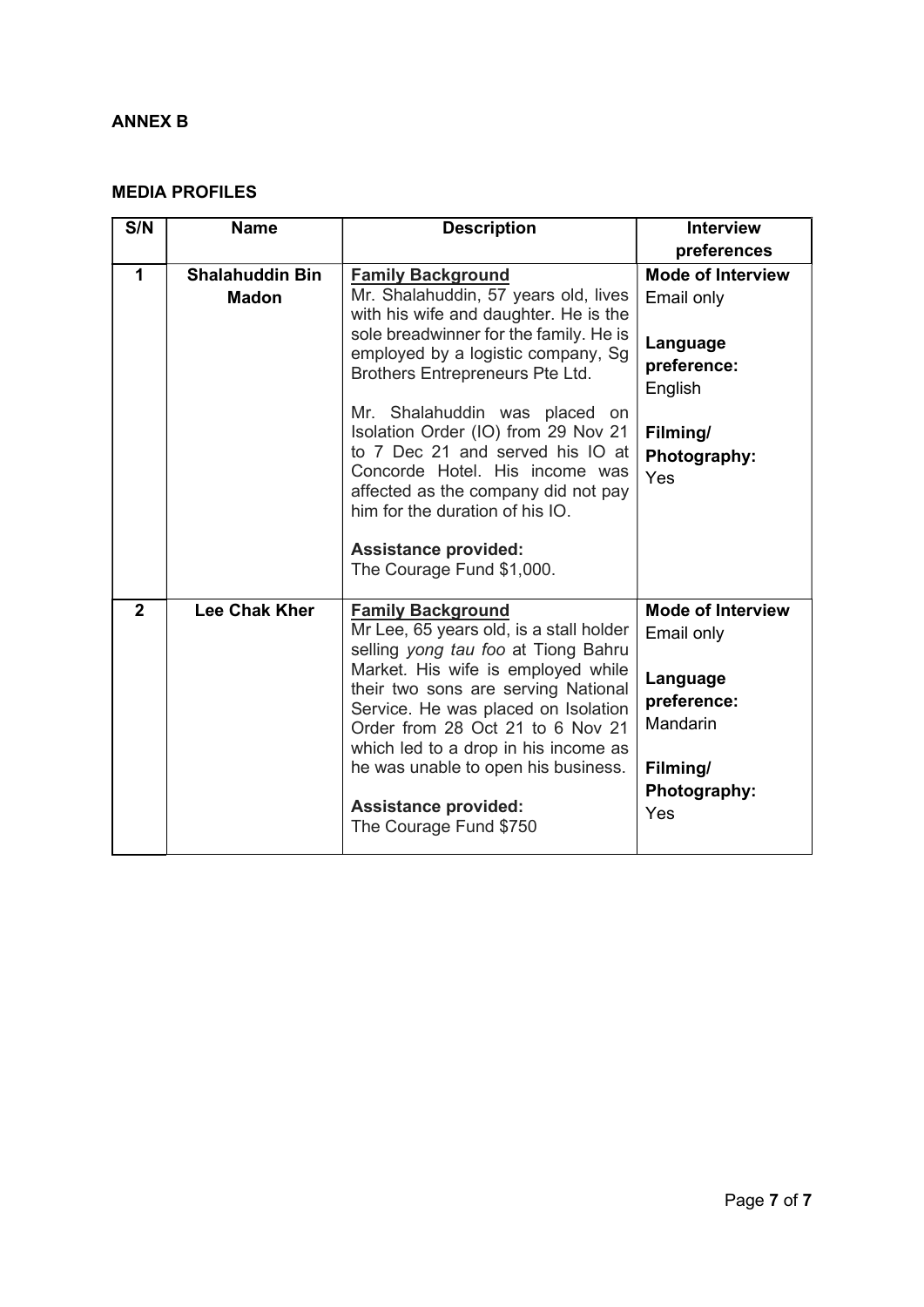**ANNEX B**

**MEDIA PROFILES**

| S/N | Name | Description | Interview preferences |
|---|---|---|---|
| **1** | **Shalahuddin Bin Madon** | **Family Background**<br>Mr. Shalahuddin, 57 years old, lives with his wife and daughter. He is the sole breadwinner for the family. He is employed by a logistic company, Sg Brothers Entrepreneurs Pte Ltd.<br><br>Mr. Shalahuddin was placed on Isolation Order (IO) from 29 Nov 21 to 7 Dec 21 and served his IO at Concorde Hotel. His income was affected as the company did not pay him for the duration of his IO.<br><br>**Assistance provided:**<br>The Courage Fund $1,000. | **Mode of Interview**<br>Email only<br><br>**Language preference:**<br>English<br><br>**Filming/ Photography:**<br>Yes |
| **2** | **Lee Chak Kher** | **Family Background**<br>Mr Lee, 65 years old, is a stall holder selling *yong tau foo* at Tiong Bahru Market. His wife is employed while their two sons are serving National Service. He was placed on Isolation Order from 28 Oct 21 to 6 Nov 21 which led to a drop in his income as he was unable to open his business.<br><br>**Assistance provided:**<br>The Courage Fund $750 | **Mode of Interview**<br>Email only<br><br>**Language preference:**<br>Mandarin<br><br>**Filming/ Photography:**<br>Yes |